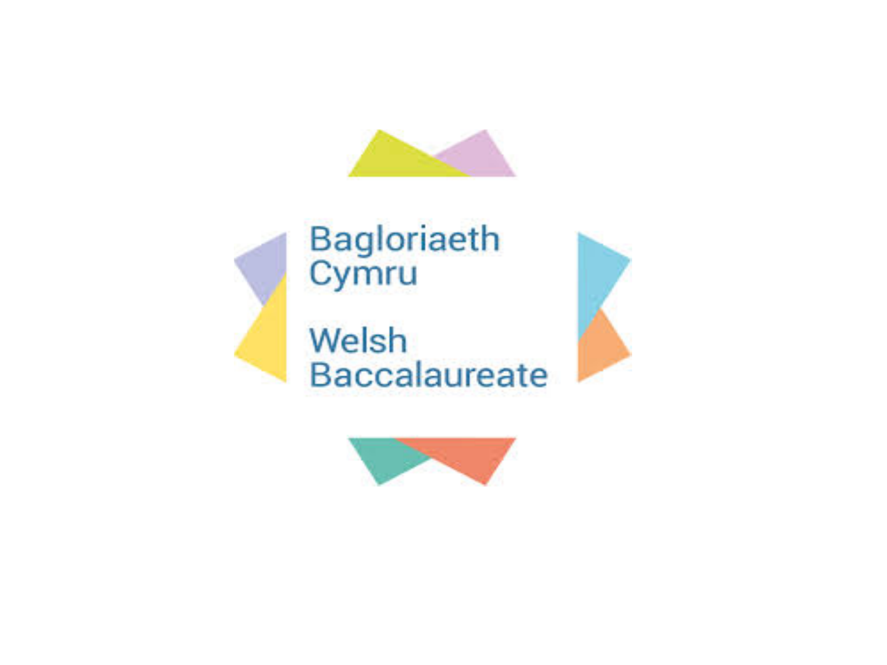Bagloriaeth Cymru

Welsh Baccalaureate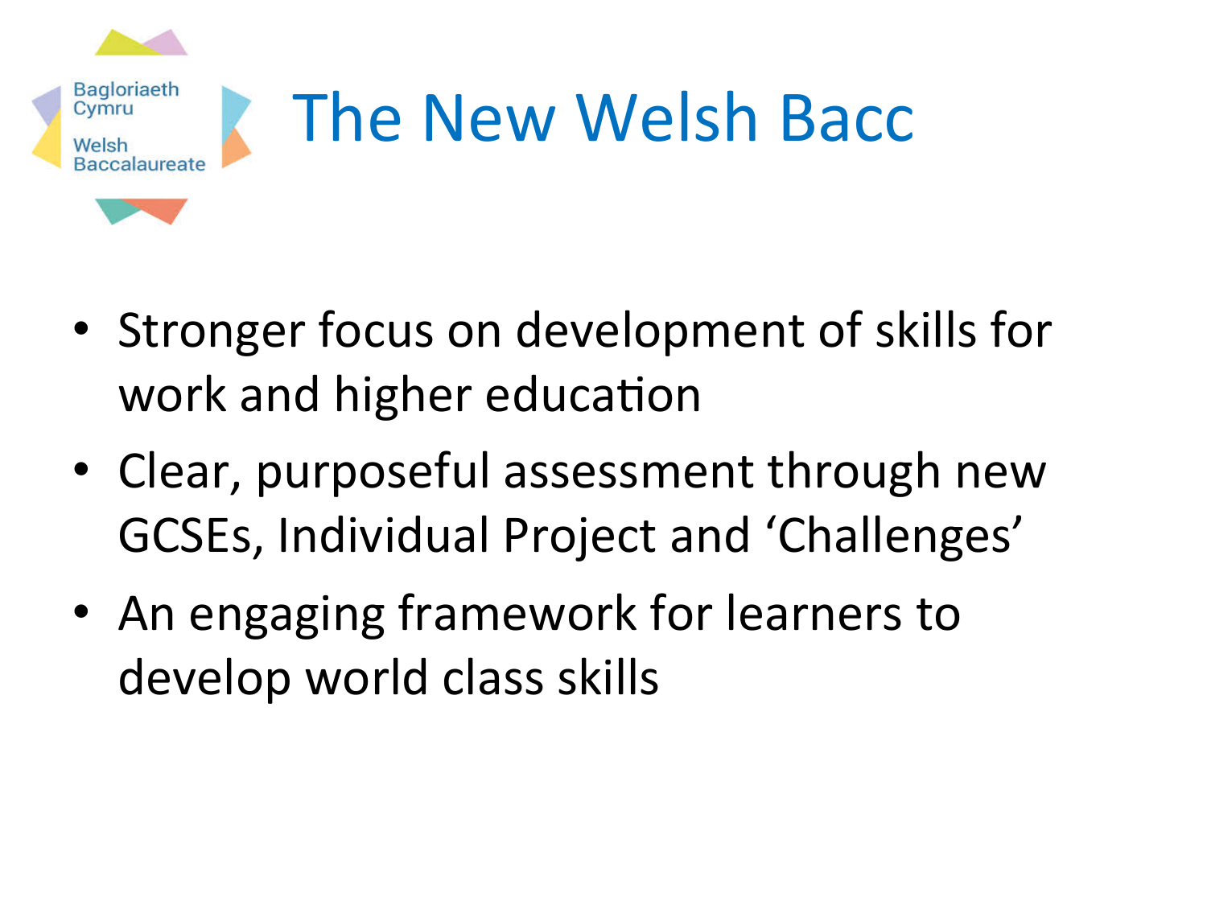Bagloriaeth Cymru
Welsh Baccalaureate

# The New Welsh Bacc

- Stronger focus on development of skills for work and higher education
- Clear, purposeful assessment through new GCSEs, Individual Project and 'Challenges'
- An engaging framework for learners to develop world class skills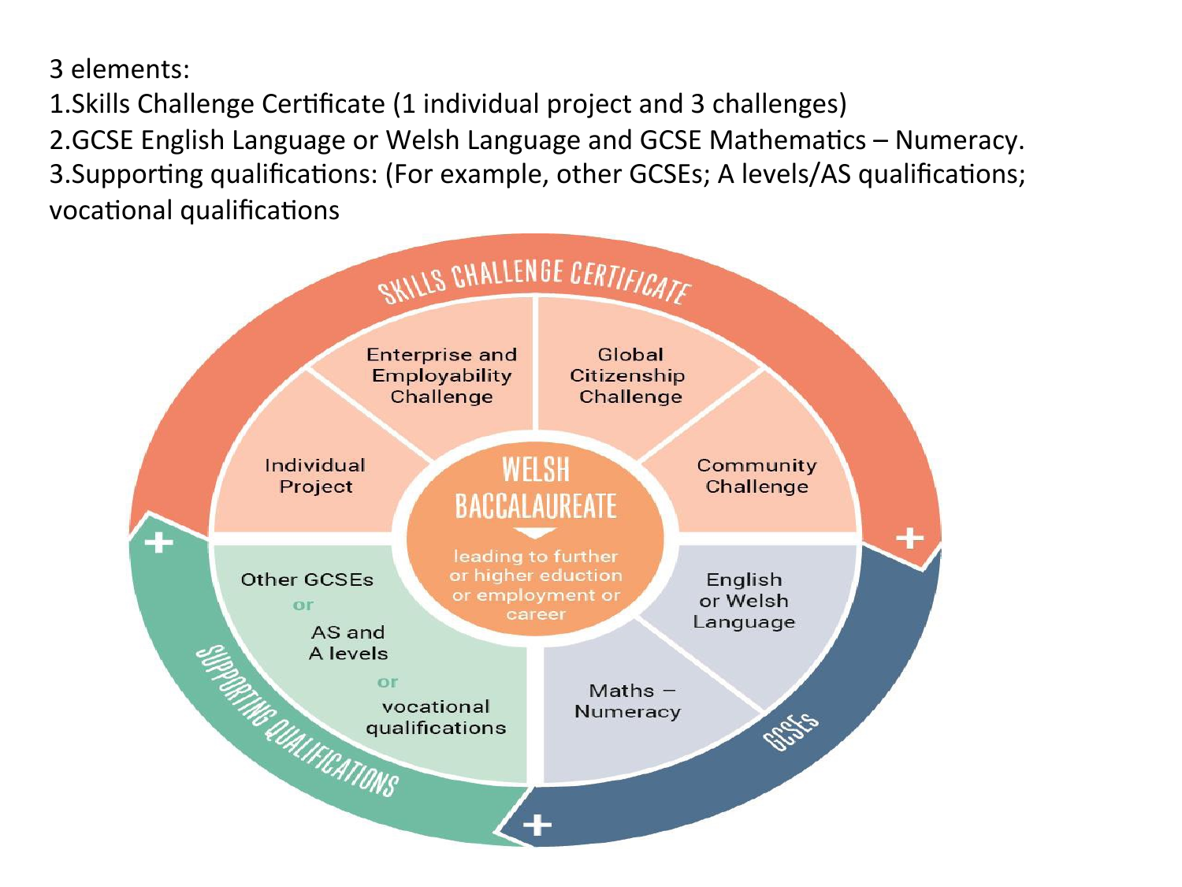3 elements:

1. Skills Challenge Certificate (1 individual project and 3 challenges)
2. GCSE English Language or Welsh Language and GCSE Mathematics – Numeracy.
3. Supporting qualifications: (For example, other GCSEs; A levels/AS qualifications; vocational qualifications

SKILLS CHALLENGE CERTIFICATE

- Individual Project
- Enterprise and Employability Challenge
- Global Citizenship Challenge
- Community Challenge

WELSH BACCALAUREATE

leading to further or higher eduction or employment or career

GCSEs

- English or Welsh Language
- Maths – Numeracy

SUPPORTING QUALIFICATIONS

- Other GCSEs or AS and A levels or vocational qualifications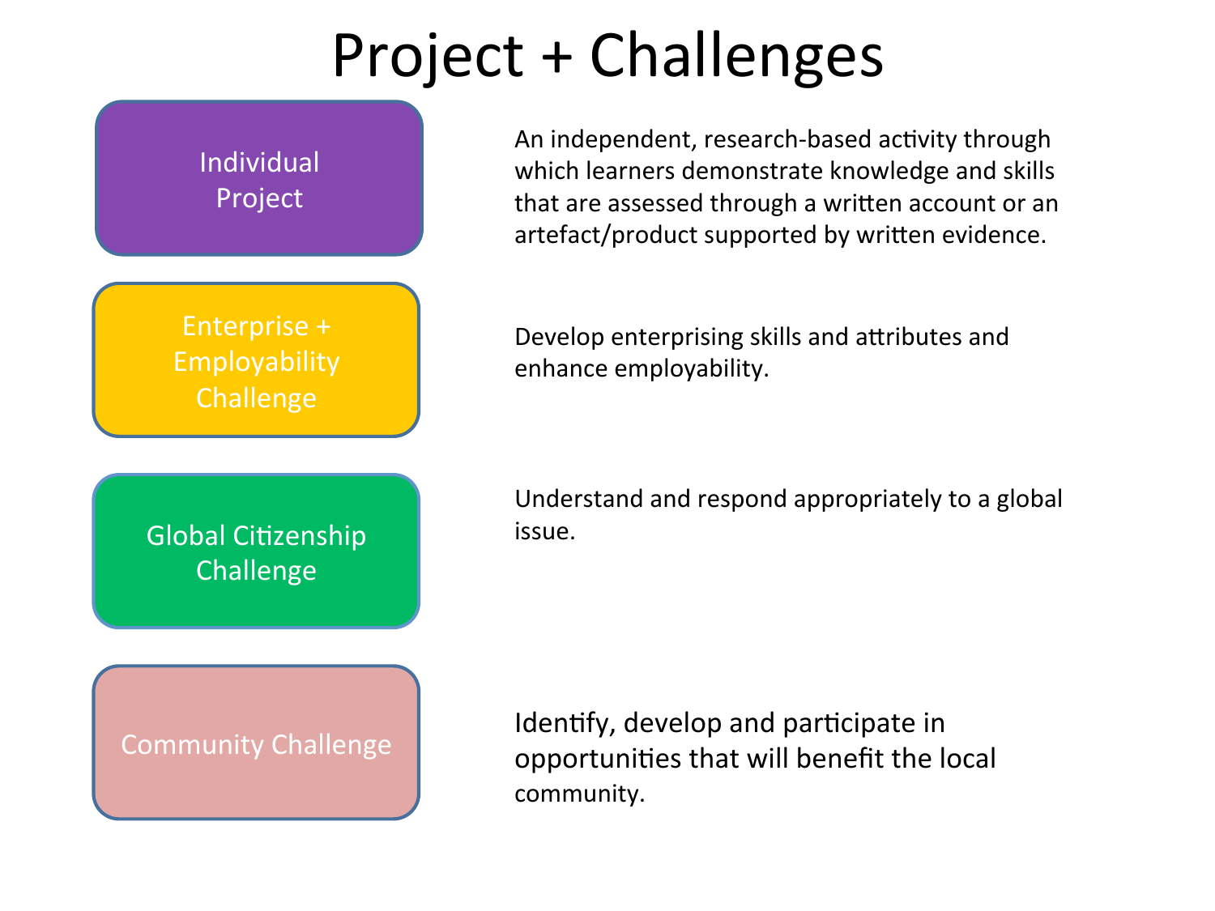# Project + Challenges

| | |
|---|---|
| Individual Project | An independent, research-based activity through which learners demonstrate knowledge and skills that are assessed through a written account or an artefact/product supported by written evidence. |
| Enterprise + Employability Challenge | Develop enterprising skills and attributes and enhance employability. |
| Global Citizenship Challenge | Understand and respond appropriately to a global issue. |
| Community Challenge | Identify, develop and participate in opportunities that will benefit the local community. |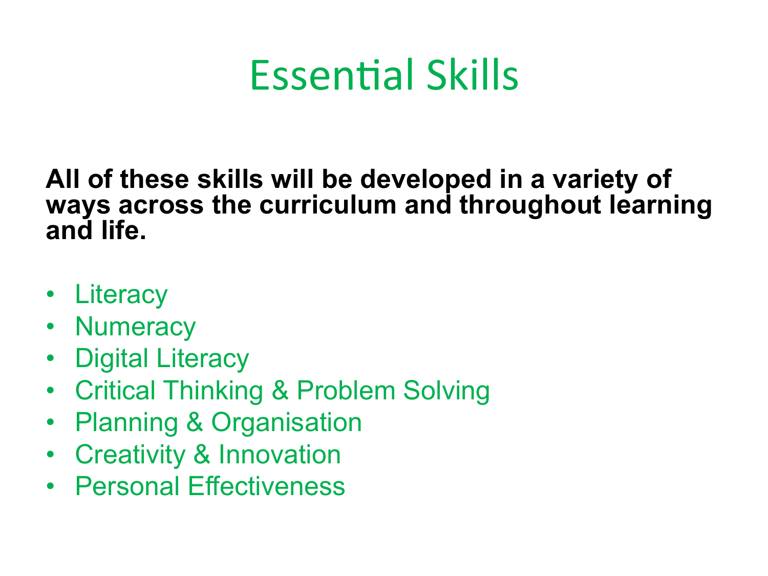# Essential Skills

**All of these skills will be developed in a variety of ways across the curriculum and throughout learning and life.**

- Literacy
- Numeracy
- Digital Literacy
- Critical Thinking & Problem Solving
- Planning & Organisation
- Creativity & Innovation
- Personal Effectiveness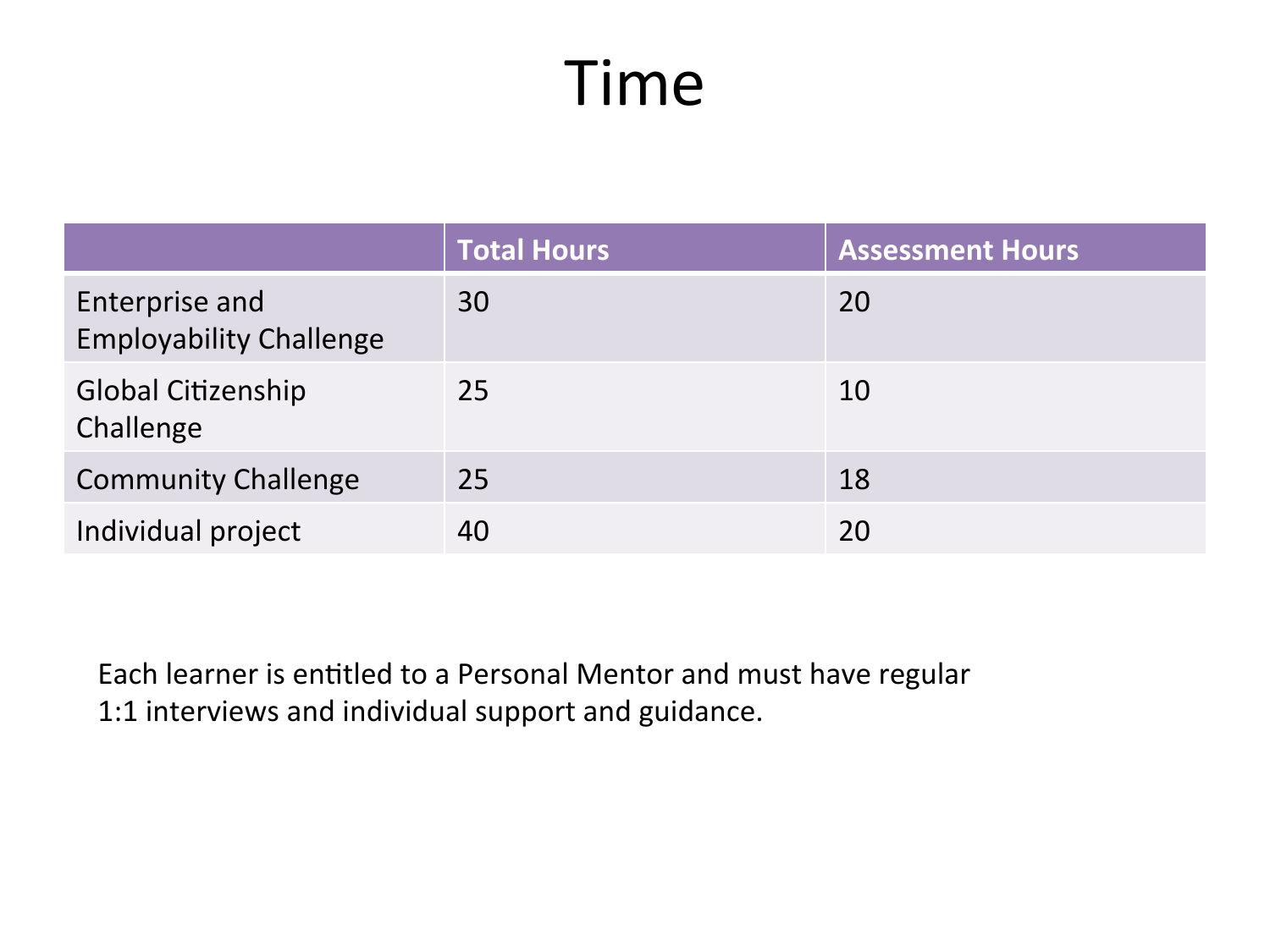# Time

| | Total Hours | Assessment Hours |
|---|---|---|
| Enterprise and Employability Challenge | 30 | 20 |
| Global Citizenship Challenge | 25 | 10 |
| Community Challenge | 25 | 18 |
| Individual project | 40 | 20 |

Each learner is entitled to a Personal Mentor and must have regular 1:1 interviews and individual support and guidance.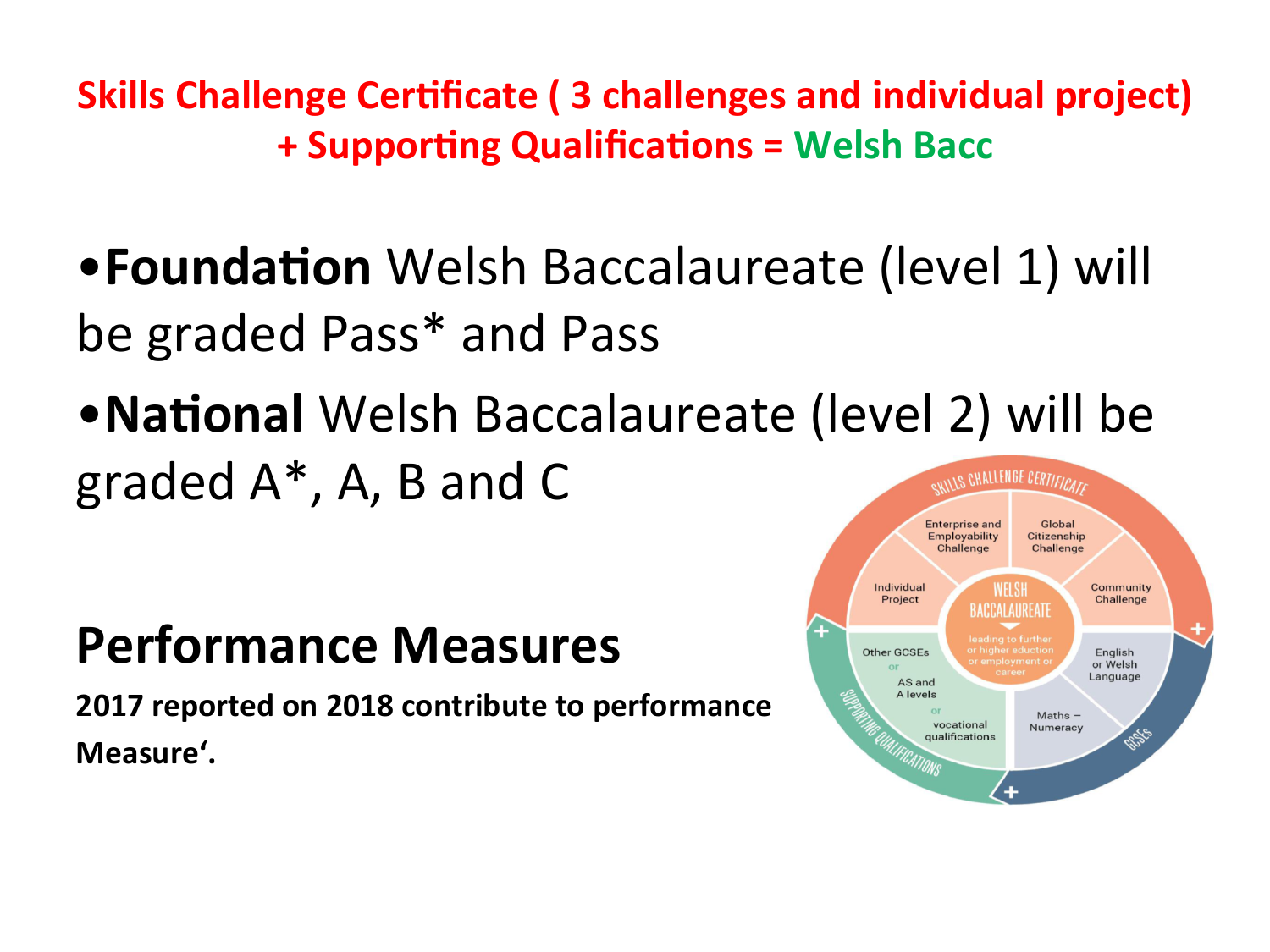**Skills Challenge Certificate ( 3 challenges and individual project) + Supporting Qualifications = Welsh Bacc**

- **Foundation** Welsh Baccalaureate (level 1) will be graded Pass* and Pass
- **National** Welsh Baccalaureate (level 2) will be graded A*, A, B and C

## Performance Measures

**2017 reported on 2018 contribute to performance Measure'.**

SKILLS CHALLENGE CERTIFICATE

Enterprise and Employability Challenge

Global Citizenship Challenge

Individual Project

Community Challenge

WELSH BACCALAUREATE

leading to further or higher eduction or employment or career

Other GCSEs or AS and A levels or vocational qualifications

English or Welsh Language

Maths – Numeracy

SUPPORTING QUALIFICATIONS

GCSEs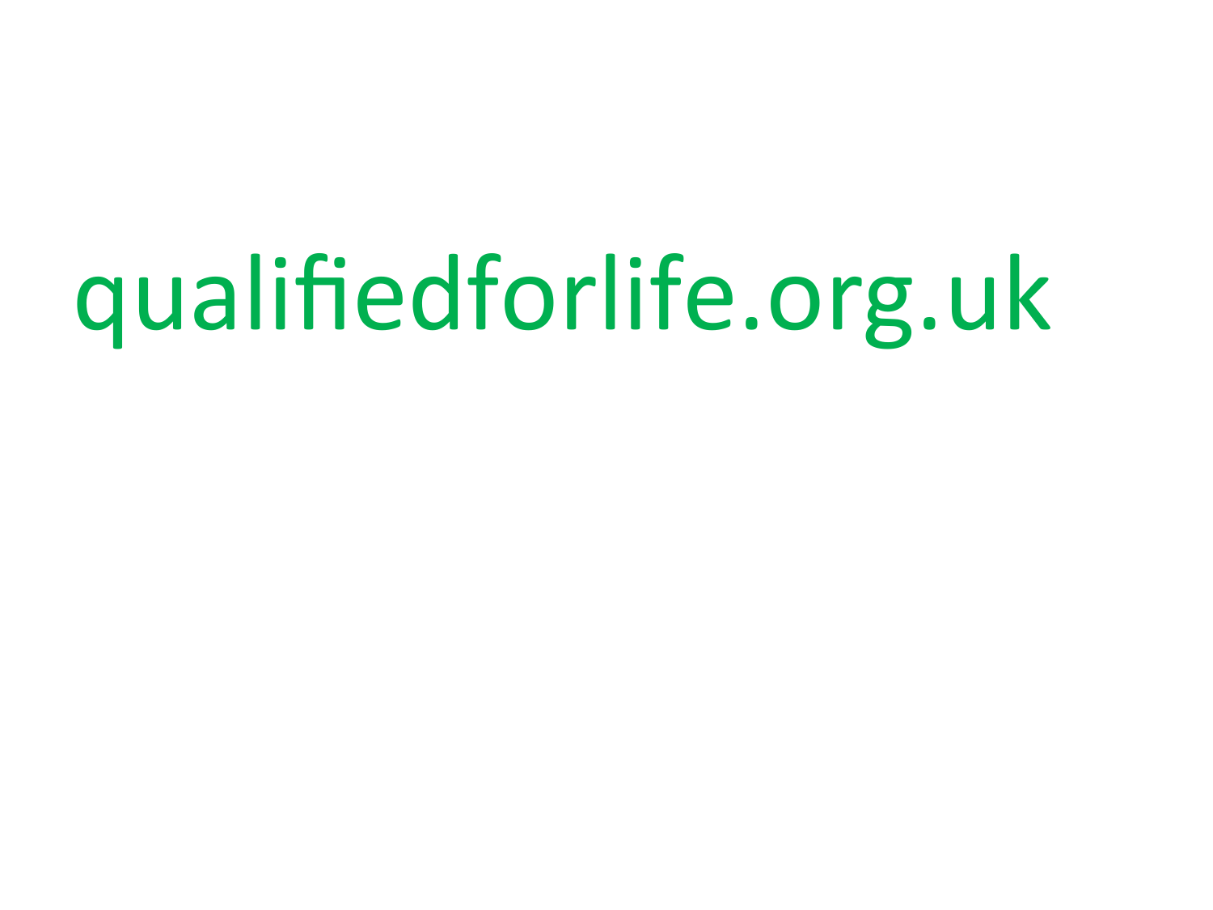qualifiedforlife.org.uk